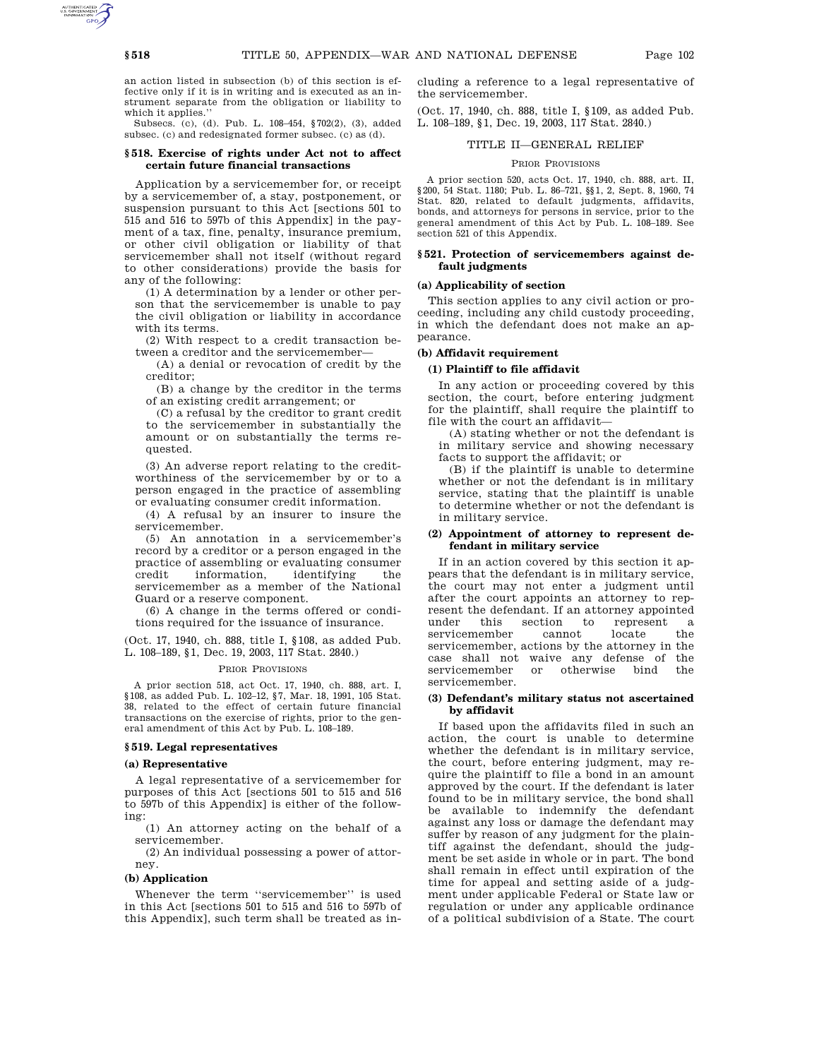an action listed in subsection (b) of this section is effective only if it is in writing and is executed as an instrument separate from the obligation or liability to which it applies.''

Subsecs. (c), (d). Pub. L. 108–454, §702(2), (3), added subsec. (c) and redesignated former subsec. (c) as (d).

### §518. Exercise of rights under Act not to affect certain future financial transactions

Application by a servicemember for, or receipt by a servicemember of, a stay, postponement, or suspension pursuant to this Act [sections 501 to 515 and 516 to 597b of this Appendix] in the payment of a tax, fine, penalty, insurance premium, or other civil obligation or liability of that servicemember shall not itself (without regard to other considerations) provide the basis for any of the following:

(1) A determination by a lender or other person that the servicemember is unable to pay the civil obligation or liability in accordance with its terms.

(2) With respect to a credit transaction between a creditor and the servicemember—

(A) a denial or revocation of credit by the creditor;

(B) a change by the creditor in the terms of an existing credit arrangement; or

(C) a refusal by the creditor to grant credit to the servicemember in substantially the amount or on substantially the terms requested.

(3) An adverse report relating to the creditworthiness of the servicemember by or to a person engaged in the practice of assembling or evaluating consumer credit information.

(4) A refusal by an insurer to insure the servicemember.

(5) An annotation in a servicemember's record by a creditor or a person engaged in the practice of assembling or evaluating consumer credit information, identifying the servicemember as a member of the National Guard or a reserve component.

(6) A change in the terms offered or conditions required for the issuance of insurance.

(Oct. 17, 1940, ch. 888, title I, §108, as added Pub. L. 108–189, §1, Dec. 19, 2003, 117 Stat. 2840.)

PRIOR PROVISIONS

A prior section 518, act Oct. 17, 1940, ch. 888, art. I, §108, as added Pub. L. 102–12, §7, Mar. 18, 1991, 105 Stat. 38, related to the effect of certain future financial transactions on the exercise of rights, prior to the general amendment of this Act by Pub. L. 108–189.

### §519. Legal representatives

#### (a) Representative

A legal representative of a servicemember for purposes of this Act [sections 501 to 515 and 516 to 597b of this Appendix] is either of the following:

(1) An attorney acting on the behalf of a servicemember.

(2) An individual possessing a power of attorney.

#### (b) Application

Whenever the term ''servicemember'' is used in this Act [sections 501 to 515 and 516 to 597b of this Appendix], such term shall be treated as including a reference to a legal representative of the servicemember.

(Oct. 17, 1940, ch. 888, title I, §109, as added Pub. L. 108–189, §1, Dec. 19, 2003, 117 Stat. 2840.)

## TITLE II—GENERAL RELIEF

PRIOR PROVISIONS

A prior section 520, acts Oct. 17, 1940, ch. 888, art. II, §200, 54 Stat. 1180; Pub. L. 86–721, §§1, 2, Sept. 8, 1960, 74 Stat. 820, related to default judgments, affidavits, bonds, and attorneys for persons in service, prior to the general amendment of this Act by Pub. L. 108–189. See section 521 of this Appendix.

### §521. Protection of servicemembers against default judgments

#### (a) Applicability of section

This section applies to any civil action or proceeding, including any child custody proceeding, in which the defendant does not make an appearance.

#### (b) Affidavit requirement

##### (1) Plaintiff to file affidavit

In any action or proceeding covered by this section, the court, before entering judgment for the plaintiff, shall require the plaintiff to file with the court an affidavit—

(A) stating whether or not the defendant is in military service and showing necessary facts to support the affidavit; or

(B) if the plaintiff is unable to determine whether or not the defendant is in military service, stating that the plaintiff is unable to determine whether or not the defendant is in military service.

##### (2) Appointment of attorney to represent defendant in military service

If in an action covered by this section it appears that the defendant is in military service, the court may not enter a judgment until after the court appoints an attorney to represent the defendant. If an attorney appointed under this section to represent a servicemember cannot locate the servicemember, actions by the attorney in the case shall not waive any defense of the servicemember or otherwise bind the servicemember.

##### (3) Defendant's military status not ascertained by affidavit

If based upon the affidavits filed in such an action, the court is unable to determine whether the defendant is in military service, the court, before entering judgment, may require the plaintiff to file a bond in an amount approved by the court. If the defendant is later found to be in military service, the bond shall be available to indemnify the defendant against any loss or damage the defendant may suffer by reason of any judgment for the plaintiff against the defendant, should the judgment be set aside in whole or in part. The bond shall remain in effect until expiration of the time for appeal and setting aside of a judgment under applicable Federal or State law or regulation or under any applicable ordinance of a political subdivision of a State. The court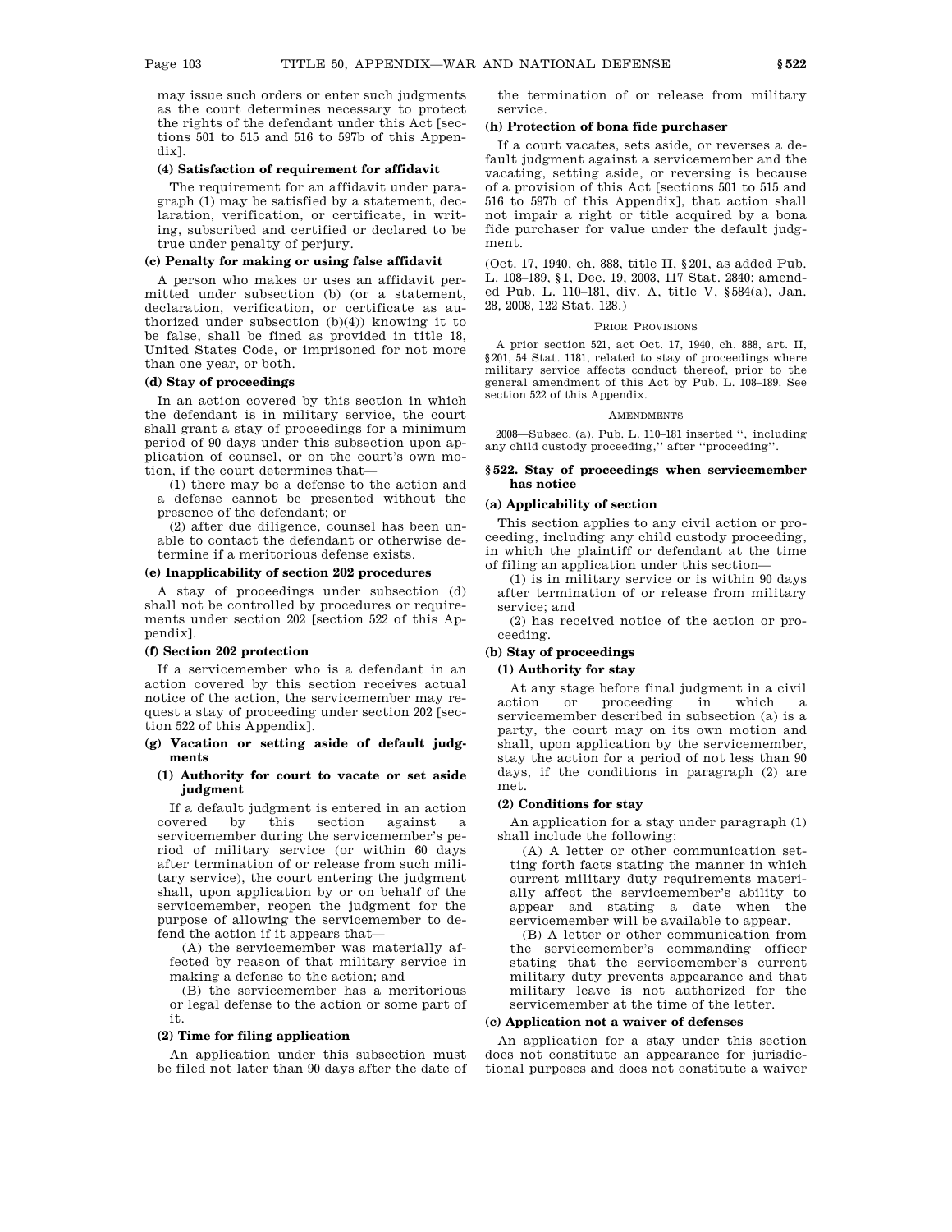may issue such orders or enter such judgments as the court determines necessary to protect the rights of the defendant under this Act [sections 501 to 515 and 516 to 597b of this Appendix].

#### (4) Satisfaction of requirement for affidavit

The requirement for an affidavit under paragraph (1) may be satisfied by a statement, declaration, verification, or certificate, in writing, subscribed and certified or declared to be true under penalty of perjury.

### (c) Penalty for making or using false affidavit

A person who makes or uses an affidavit permitted under subsection (b) (or a statement, declaration, verification, or certificate as authorized under subsection (b)(4)) knowing it to be false, shall be fined as provided in title 18, United States Code, or imprisoned for not more than one year, or both.

### (d) Stay of proceedings

In an action covered by this section in which the defendant is in military service, the court shall grant a stay of proceedings for a minimum period of 90 days under this subsection upon application of counsel, or on the court's own motion, if the court determines that—

(1) there may be a defense to the action and a defense cannot be presented without the presence of the defendant; or

(2) after due diligence, counsel has been unable to contact the defendant or otherwise determine if a meritorious defense exists.

### (e) Inapplicability of section 202 procedures

A stay of proceedings under subsection (d) shall not be controlled by procedures or requirements under section 202 [section 522 of this Appendix].

### (f) Section 202 protection

If a servicemember who is a defendant in an action covered by this section receives actual notice of the action, the servicemember may request a stay of proceeding under section 202 [section 522 of this Appendix].

### (g) Vacation or setting aside of default judgments

#### (1) Authority for court to vacate or set aside judgment

If a default judgment is entered in an action covered by this section against a servicemember during the servicemember's period of military service (or within 60 days after termination of or release from such military service), the court entering the judgment shall, upon application by or on behalf of the servicemember, reopen the judgment for the purpose of allowing the servicemember to defend the action if it appears that—

(A) the servicemember was materially affected by reason of that military service in making a defense to the action; and

(B) the servicemember has a meritorious or legal defense to the action or some part of it.

#### (2) Time for filing application

An application under this subsection must be filed not later than 90 days after the date of the termination of or release from military service.

### (h) Protection of bona fide purchaser

If a court vacates, sets aside, or reverses a default judgment against a servicemember and the vacating, setting aside, or reversing is because of a provision of this Act [sections 501 to 515 and 516 to 597b of this Appendix], that action shall not impair a right or title acquired by a bona fide purchaser for value under the default judgment.

(Oct. 17, 1940, ch. 888, title II, §201, as added Pub. L. 108–189, §1, Dec. 19, 2003, 117 Stat. 2840; amended Pub. L. 110–181, div. A, title V, §584(a), Jan. 28, 2008, 122 Stat. 128.)

PRIOR PROVISIONS

A prior section 521, act Oct. 17, 1940, ch. 888, art. II, §201, 54 Stat. 1181, related to stay of proceedings where military service affects conduct thereof, prior to the general amendment of this Act by Pub. L. 108–189. See section 522 of this Appendix.

AMENDMENTS

2008—Subsec. (a). Pub. L. 110–181 inserted ", including any child custody proceeding," after "proceeding".

## §522. Stay of proceedings when servicemember has notice

### (a) Applicability of section

This section applies to any civil action or proceeding, including any child custody proceeding, in which the plaintiff or defendant at the time of filing an application under this section—

(1) is in military service or is within 90 days after termination of or release from military service; and

(2) has received notice of the action or proceeding.

### (b) Stay of proceedings

#### (1) Authority for stay

At any stage before final judgment in a civil action or proceeding in which a servicemember described in subsection (a) is a party, the court may on its own motion and shall, upon application by the servicemember, stay the action for a period of not less than 90 days, if the conditions in paragraph (2) are met.

#### (2) Conditions for stay

An application for a stay under paragraph (1) shall include the following:

(A) A letter or other communication setting forth facts stating the manner in which current military duty requirements materially affect the servicemember's ability to appear and stating a date when the servicemember will be available to appear.

(B) A letter or other communication from the servicemember's commanding officer stating that the servicemember's current military duty prevents appearance and that military leave is not authorized for the servicemember at the time of the letter.

### (c) Application not a waiver of defenses

An application for a stay under this section does not constitute an appearance for jurisdictional purposes and does not constitute a waiver